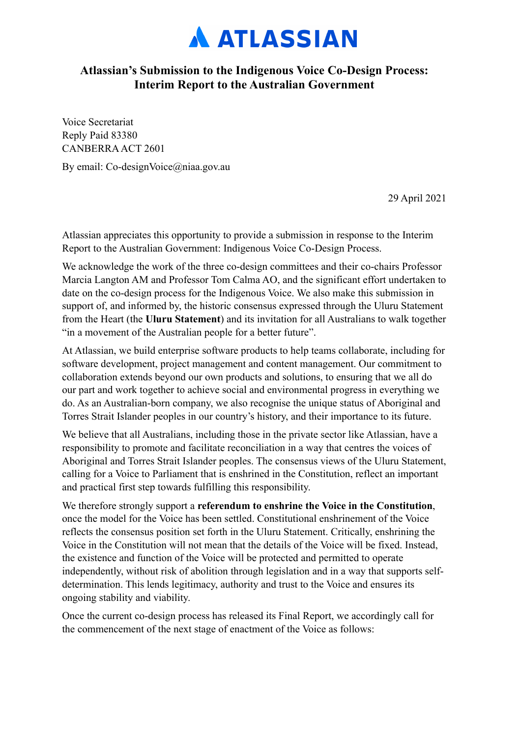# ATLASSIAN

## Atlassian's Submission to the Indigenous Voice Co-Design Process: Interim Report to the Australian Government

Voice Secretariat
Reply Paid 83380
CANBERRA ACT 2601

By email: Co-designVoice@niaa.gov.au

29 April 2021

Atlassian appreciates this opportunity to provide a submission in response to the Interim Report to the Australian Government: Indigenous Voice Co-Design Process.

We acknowledge the work of the three co-design committees and their co-chairs Professor Marcia Langton AM and Professor Tom Calma AO, and the significant effort undertaken to date on the co-design process for the Indigenous Voice. We also make this submission in support of, and informed by, the historic consensus expressed through the Uluru Statement from the Heart (the **Uluru Statement**) and its invitation for all Australians to walk together "in a movement of the Australian people for a better future".

At Atlassian, we build enterprise software products to help teams collaborate, including for software development, project management and content management. Our commitment to collaboration extends beyond our own products and solutions, to ensuring that we all do our part and work together to achieve social and environmental progress in everything we do. As an Australian-born company, we also recognise the unique status of Aboriginal and Torres Strait Islander peoples in our country's history, and their importance to its future.

We believe that all Australians, including those in the private sector like Atlassian, have a responsibility to promote and facilitate reconciliation in a way that centres the voices of Aboriginal and Torres Strait Islander peoples. The consensus views of the Uluru Statement, calling for a Voice to Parliament that is enshrined in the Constitution, reflect an important and practical first step towards fulfilling this responsibility.

We therefore strongly support a **referendum to enshrine the Voice in the Constitution**, once the model for the Voice has been settled. Constitutional enshrinement of the Voice reflects the consensus position set forth in the Uluru Statement. Critically, enshrining the Voice in the Constitution will not mean that the details of the Voice will be fixed. Instead, the existence and function of the Voice will be protected and permitted to operate independently, without risk of abolition through legislation and in a way that supports self-determination. This lends legitimacy, authority and trust to the Voice and ensures its ongoing stability and viability.

Once the current co-design process has released its Final Report, we accordingly call for the commencement of the next stage of enactment of the Voice as follows: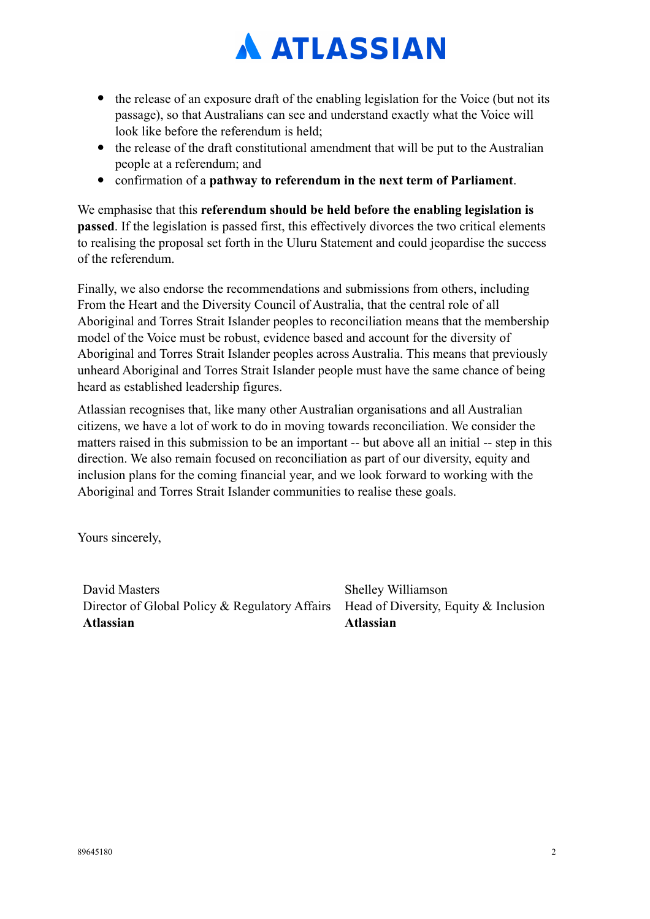- the release of an exposure draft of the enabling legislation for the Voice (but not its passage), so that Australians can see and understand exactly what the Voice will look like before the referendum is held;
- the release of the draft constitutional amendment that will be put to the Australian people at a referendum; and
- confirmation of a **pathway to referendum in the next term of Parliament**.

We emphasise that this **referendum should be held before the enabling legislation is passed**. If the legislation is passed first, this effectively divorces the two critical elements to realising the proposal set forth in the Uluru Statement and could jeopardise the success of the referendum.

Finally, we also endorse the recommendations and submissions from others, including From the Heart and the Diversity Council of Australia, that the central role of all Aboriginal and Torres Strait Islander peoples to reconciliation means that the membership model of the Voice must be robust, evidence based and account for the diversity of Aboriginal and Torres Strait Islander peoples across Australia. This means that previously unheard Aboriginal and Torres Strait Islander people must have the same chance of being heard as established leadership figures.

Atlassian recognises that, like many other Australian organisations and all Australian citizens, we have a lot of work to do in moving towards reconciliation. We consider the matters raised in this submission to be an important -- but above all an initial -- step in this direction. We also remain focused on reconciliation as part of our diversity, equity and inclusion plans for the coming financial year, and we look forward to working with the Aboriginal and Torres Strait Islander communities to realise these goals.

Yours sincerely,

David Masters
Director of Global Policy & Regulatory Affairs
**Atlassian**

Shelley Williamson
Head of Diversity, Equity & Inclusion
**Atlassian**

89645180